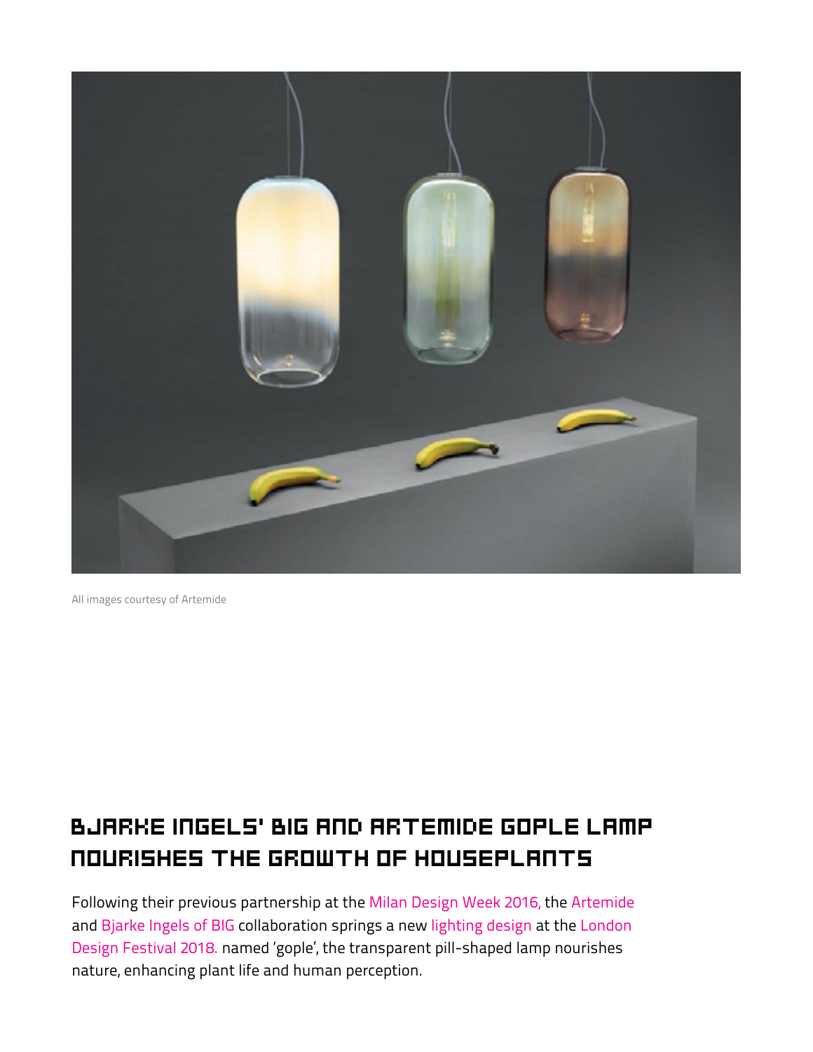All images courtesy of Artemide

# BJARKE INGELS' BIG AND ARTEMIDE GOPLE LAMP NOURISHES THE GROWTH OF HOUSEPLANTS

Following their previous partnership at the Milan Design Week 2016, the Artemide and Bjarke Ingels of BIG collaboration springs a new lighting design at the London Design Festival 2018. named 'gople', the transparent pill-shaped lamp nourishes nature, enhancing plant life and human perception.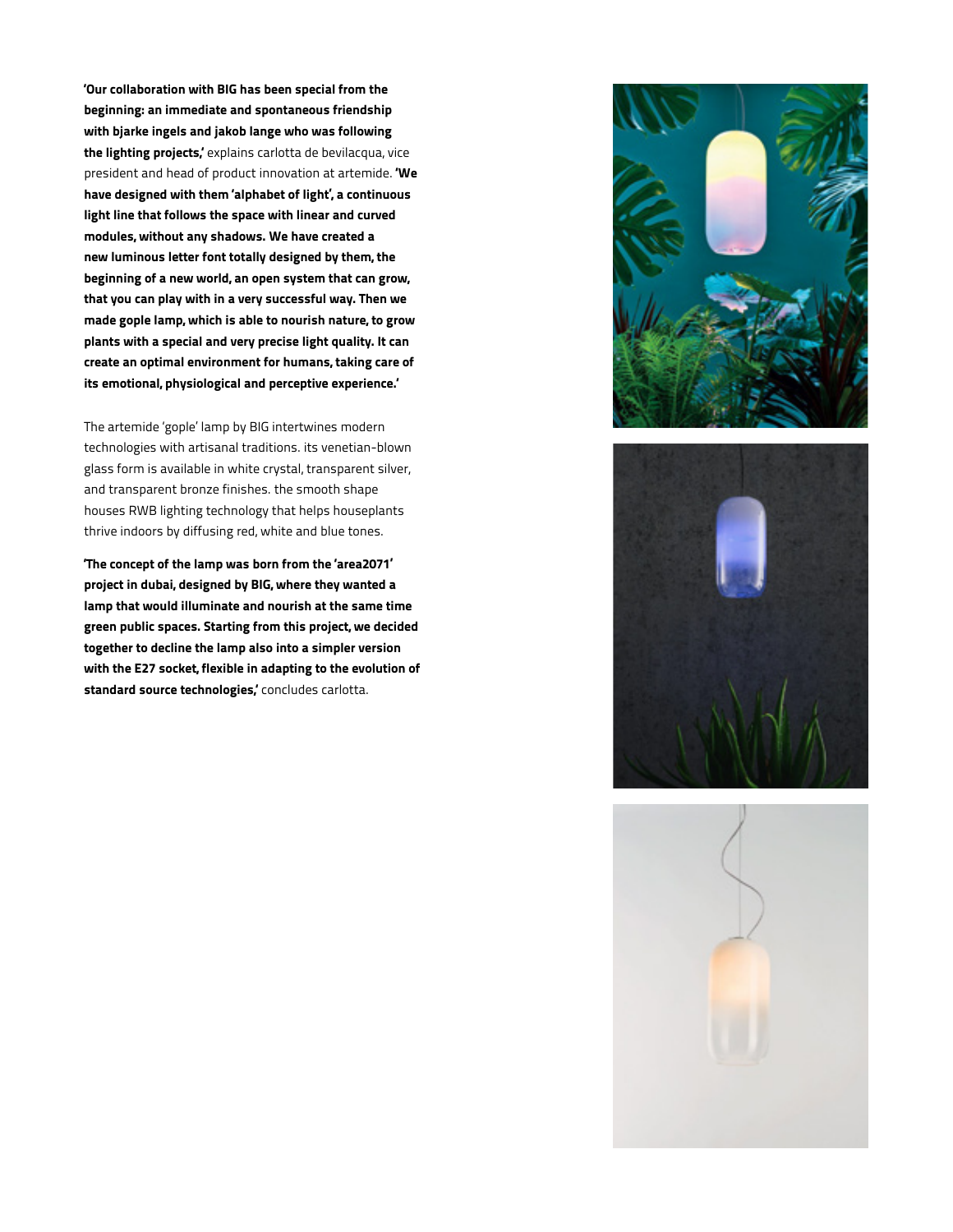**'Our collaboration with BIG has been special from the beginning: an immediate and spontaneous friendship with bjarke ingels and jakob lange who was following the lighting projects,'** explains carlotta de bevilacqua, vice president and head of product innovation at artemide. **'We have designed with them 'alphabet of light', a continuous light line that follows the space with linear and curved modules, without any shadows. We have created a new luminous letter font totally designed by them, the beginning of a new world, an open system that can grow, that you can play with in a very successful way. Then we made gople lamp, which is able to nourish nature, to grow plants with a special and very precise light quality. It can create an optimal environment for humans, taking care of its emotional, physiological and perceptive experience.'**

The artemide 'gople' lamp by BIG intertwines modern technologies with artisanal traditions. its venetian-blown glass form is available in white crystal, transparent silver, and transparent bronze finishes. the smooth shape houses RWB lighting technology that helps houseplants thrive indoors by diffusing red, white and blue tones.

**'The concept of the lamp was born from the 'area2071' project in dubai, designed by BIG, where they wanted a lamp that would illuminate and nourish at the same time green public spaces. Starting from this project, we decided together to decline the lamp also into a simpler version with the E27 socket, flexible in adapting to the evolution of standard source technologies,'** concludes carlotta.